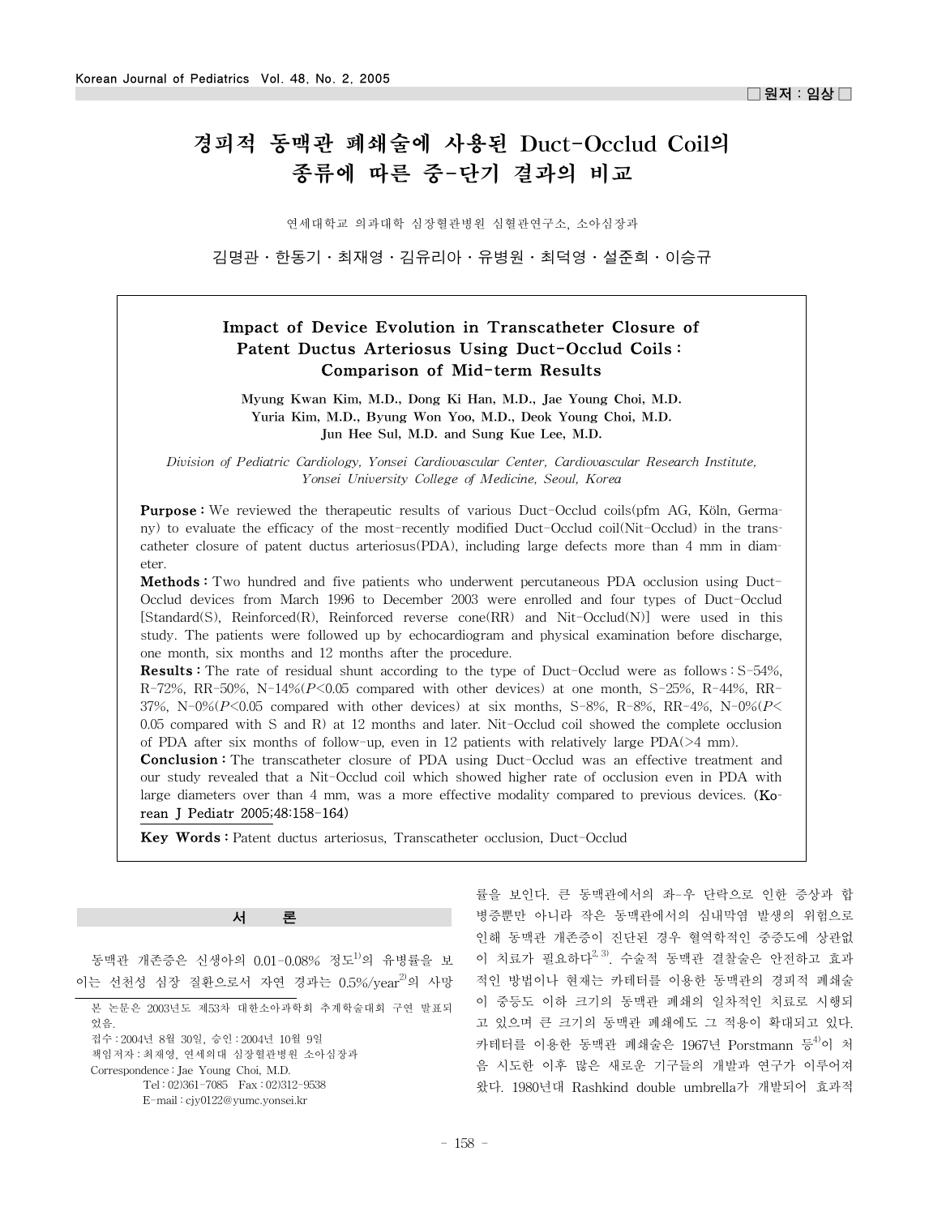□ 원저 : 임상 □

# 경피적 동맥관 폐쇄술에 사용된 Duct-Occlud Coil의 종류에 따른 중-단기 결과의 비교

연세대학교 의과대학 심장혈관병원 심혈관연구소, 소아심장과

김명관 · 한동기 · 최재영 · 김유리아 · 유병원 · 최덕영 · 설준희 · 이승규

## Impact of Device Evolution in Transcatheter Closure of Patent Ductus Arteriosus Using Duct-Occlud Coils : Comparison of Mid-term Results

**Myung Kwan Kim, M.D., Dong Ki Han, M.D., Jae Young Choi, M.D. Yuria Kim, M.D., Byung Won Yoo, M.D., Deok Young Choi, M.D. Jun Hee Sul, M.D. and Sung Kue Lee, M.D.**

*Division of Pediatric Cardiology, Yonsei Cardiovascular Center, Cardiovascular Research Institute, Yonsei University College of Medicine, Seoul, Korea*

**Purpose :** We reviewed the therapeutic results of various Duct-Occlud coils(pfm AG, Köln, Germany) to evaluate the efficacy of the most-recently modified Duct-Occlud coil(Nit-Occlud) in the transcatheter closure of patent ductus arteriosus(PDA), including large defects more than 4 mm in diameter.

**Methods :** Two hundred and five patients who underwent percutaneous PDA occlusion using Duct-Occlud devices from March 1996 to December 2003 were enrolled and four types of Duct-Occlud [Standard(S), Reinforced(R), Reinforced reverse cone(RR) and Nit-Occlud(N)] were used in this study. The patients were followed up by echocardiogram and physical examination before discharge, one month, six months and 12 months after the procedure.

**Results :** The rate of residual shunt according to the type of Duct-Occlud were as follows : S-54%, R-72%, RR-50%, N-14%($P<0.05$ compared with other devices) at one month, S-25%, R-44%, RR-37%, N-0%($P<0.05$ compared with other devices) at six months, S-8%, R-8%, RR-4%, N-0%($P<0.05$ compared with S and R) at 12 months and later. Nit-Occlud coil showed the complete occlusion of PDA after six months of follow-up, even in 12 patients with relatively large PDA(>4 mm).

**Conclusion :** The transcatheter closure of PDA using Duct-Occlud was an effective treatment and our study revealed that a Nit-Occlud coil which showed higher rate of occlusion even in PDA with large diameters over than 4 mm, was a more effective modality compared to previous devices. (Korean J Pediatr 2005;48:158-164)

**Key Words :** Patent ductus arteriosus, Transcatheter occlusion, Duct-Occlud

## 서 론

동맥관 개존증은 신생아의 0.01-0.08% 정도[1]의 유병률을 보이는 선천성 심장 질환으로서 자연 경과는 0.5%/year[2]의 사망률을 보인다. 큰 동맥관에서의 좌-우 단락으로 인한 증상과 합병증뿐만 아니라 작은 동맥관에서의 심내막염 발생의 위험으로 인해 동맥관 개존증이 진단된 경우 혈역학적인 중증도에 상관없이 치료가 필요하다[2,3]. 수술적 동맥관 결찰술은 안전하고 효과적인 방법이나 현재는 카테터를 이용한 동맥관의 경피적 폐쇄술이 중등도 이하 크기의 동맥관 폐쇄의 일차적인 치료로 시행되고 있으며 큰 크기의 동맥관 폐쇄에도 그 적용이 확대되고 있다. 카테터를 이용한 동맥관 폐쇄술은 1967년 Porstmann 등[4]이 처음 시도한 이후 많은 새로운 기구들의 개발과 연구가 이루어져 왔다. 1980년대 Rashkind double umbrella가 개발되어 효과적

본 논문은 2003년도 제53차 대한소아과학회 추계학술대회 구연 발표되었음.
접수 : 2004년 8월 30일, 승인 : 2004년 10월 9일
책임저자 : 최재영, 연세의대 심장혈관병원 소아심장과
Correspondence : Jae Young Choi, M.D.
Tel : 02)361-7085 Fax : 02)312-9538
E-mail : cjy0122@yumc.yonsei.kr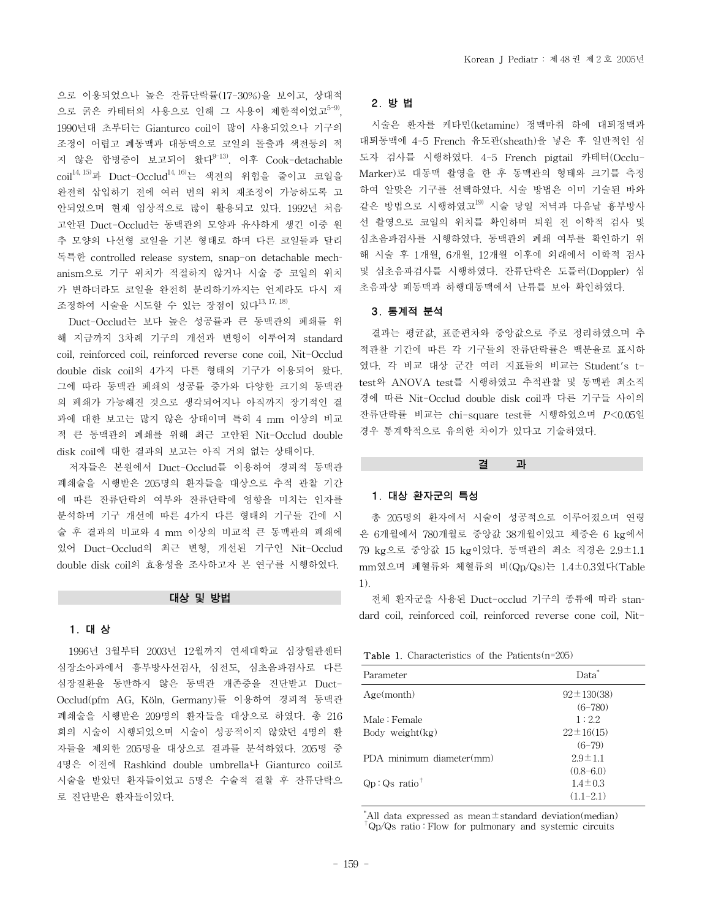으로 이용되었으나 높은 잔류단락률(17-30%)을 보이고, 상대적으로 굵은 카테터의 사용으로 인해 그 사용이 제한적이었고[5-9], 1990년대 초부터는 Gianturco coil이 많이 사용되었으나 기구의 조정이 어렵고 폐동맥과 대동맥으로 코일의 돌출과 색전등의 적지 않은 합병증이 보고되어 왔다[9-13]. 이후 Cook-detachable coil[14, 15]과 Duct-Occlud[14, 16]는 색전의 위험을 줄이고 코일을 완전히 삽입하기 전에 여러 번의 위치 재조정이 가능하도록 고안되었으며 현재 임상적으로 많이 활용되고 있다. 1992년 처음 고안된 Duct-Occlud는 동맥관의 모양과 유사하게 생긴 이중 원추 모양의 나선형 코일을 기본 형태로 하며 다른 코일들과 달리 독특한 controlled release system, snap-on detachable mechanism으로 기구 위치가 적절하지 않거나 시술 중 코일의 위치가 변하더라도 코일을 완전히 분리하기까지는 언제라도 다시 재조정하여 시술을 시도할 수 있는 장점이 있다[13, 17, 18].

Duct-Occlud는 보다 높은 성공률과 큰 동맥관의 폐쇄를 위해 지금까지 3차례 기구의 개선과 변형이 이루어져 standard coil, reinforced coil, reinforced reverse cone coil, Nit-Occlud double disk coil의 4가지 다른 형태의 기구가 이용되어 왔다. 그에 따라 동맥관 폐쇄의 성공률 증가와 다양한 크기의 동맥관의 폐쇄가 가능해진 것으로 생각되어지나 아직까지 장기적인 결과에 대한 보고는 많지 않은 상태이며 특히 4 mm 이상의 비교적 큰 동맥관의 폐쇄를 위해 최근 고안된 Nit-Occlud double disk coil에 대한 결과의 보고는 아직 거의 없는 상태이다.

저자들은 본원에서 Duct-Occlud를 이용하여 경피적 동맥관 폐쇄술을 시행받은 205명의 환자들을 대상으로 추적 관찰 기간에 따른 잔류단락의 여부와 잔류단락에 영향을 미치는 인자를 분석하며 기구 개선에 따른 4가지 다른 형태의 기구들 간에 시술 후 결과의 비교와 4 mm 이상의 비교적 큰 동맥관의 폐쇄에 있어 Duct-Occlud의 최근 변형, 개선된 기구인 Nit-Occlud double disk coil의 효용성을 조사하고자 본 연구를 시행하였다.

## 대상 및 방법

### 1. 대 상

1996년 3월부터 2003년 12월까지 연세대학교 심장혈관센터 심장소아과에서 흉부방사선검사, 심전도, 심초음파검사로 다른 심장질환을 동반하지 않은 동맥관 개존증을 진단받고 Duct-Occlud(pfm AG, Köln, Germany)를 이용하여 경피적 동맥관 폐쇄술을 시행받은 209명의 환자들을 대상으로 하였다. 총 216회의 시술이 시행되었으며 시술이 성공적이지 않았던 4명의 환자들을 제외한 205명을 대상으로 결과를 분석하였다. 205명 중 4명은 이전에 Rashkind double umbrella나 Gianturco coil로 시술을 받았던 환자들이었고 5명은 수술적 결찰 후 잔류단락으로 진단받은 환자들이었다.

### 2. 방 법

시술은 환자를 케타민(ketamine) 정맥마취 하에 대퇴정맥과 대퇴동맥에 4-5 French 유도관(sheath)을 넣은 후 일반적인 심도자 검사를 시행하였다. 4-5 French pigtail 카테터(Occlu-Marker)로 대동맥 촬영을 한 후 동맥관의 형태와 크기를 측정하여 알맞은 기구를 선택하였다. 시술 방법은 이미 기술된 바와 같은 방법으로 시행하였고[19] 시술 당일 저녁과 다음날 흉부방사선 촬영으로 코일의 위치를 확인하며 퇴원 전 이학적 검사 및 심초음파검사를 시행하였다. 동맥관의 폐쇄 여부를 확인하기 위해 시술 후 1개월, 6개월, 12개월 이후에 외래에서 이학적 검사 및 심초음파검사를 시행하였다. 잔류단락은 도플러(Doppler) 심초음파상 폐동맥과 하행대동맥에서 난류를 보아 확인하였다.

### 3. 통계적 분석

결과는 평균값, 표준편차와 중앙값으로 주로 정리하였으며 추적관찰 기간에 따른 각 기구들의 잔류단락률은 백분율로 표시하였다. 각 비교 대상 군간 여러 지표들의 비교는 Student's t-test와 ANOVA test를 시행하였고 추적관찰 및 동맥관 최소직경에 따른 Nit-Occlud double disk coil과 다른 기구들 사이의 잔류단락률 비교는 chi-square test를 시행하였으며 $P<0.05$일 경우 통계학적으로 유의한 차이가 있다고 기술하였다.

## 결 과

### 1. 대상 환자군의 특성

총 205명의 환자에서 시술이 성공적으로 이루어졌으며 연령은 6개월에서 780개월로 중앙값 38개월이었고 체중은 6 kg에서 79 kg으로 중앙값 15 kg이었다. 동맥관의 최소 직경은 2.9±1.1 mm였으며 폐혈류와 체혈류의 비(Qp/Qs)는 1.4±0.3였다(Table 1).

전체 환자군을 사용된 Duct-occlud 기구의 종류에 따라 standard coil, reinforced coil, reinforced reverse cone coil, Nit-

**Table 1.** Characteristics of the Patients(n=205)

| Parameter | Data* |
|---|---|
| Age(month) | 92±130(38) (6-780) |
| Male : Female | 1 : 2.2 |
| Body weight(kg) | 22±16(15) (6-79) |
| PDA minimum diameter(mm) | 2.9±1.1 (0.8-6.0) |
| Qp : Qs ratio† | 1.4±0.3 (1.1-2.1) |

*All data expressed as mean±standard deviation(median)
†Qp/Qs ratio : Flow for pulmonary and systemic circuits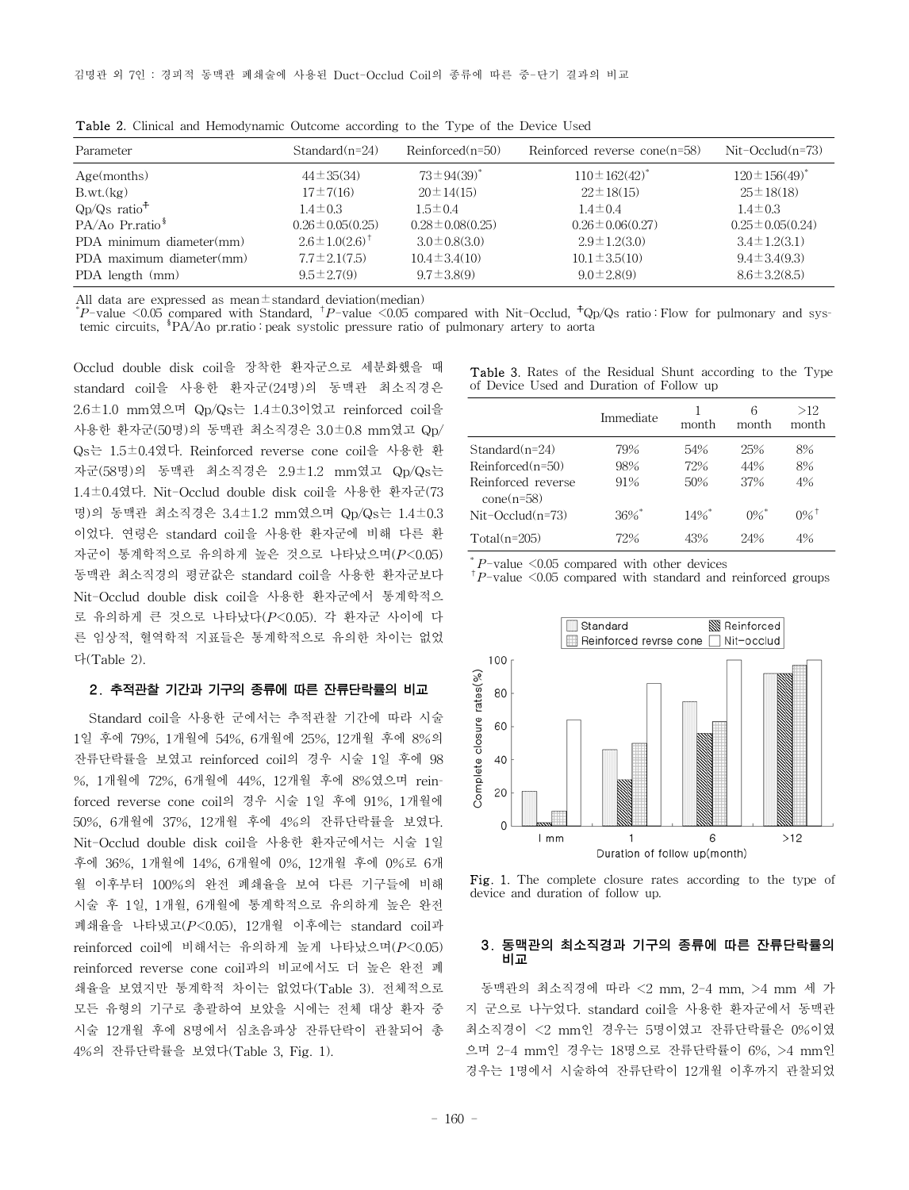**Table 2.** Clinical and Hemodynamic Outcome according to the Type of the Device Used

| Parameter | Standard(n=24) | Reinforced(n=50) | Reinforced reverse cone(n=58) | Nit-Occlud(n=73) |
|---|---|---|---|---|
| Age(months) | 44±35(34) | 73±94(39)* | 110±162(42)* | 120±156(49)* |
| B.wt.(kg) | 17±7(16) | 20±14(15) | 22±18(15) | 25±18(18) |
| Qp/Qs ratio‡ | 1.4±0.3 | 1.5±0.4 | 1.4±0.4 | 1.4±0.3 |
| PA/Ao Pr.ratio§ | 0.26±0.05(0.25) | 0.28±0.08(0.25) | 0.26±0.06(0.27) | 0.25±0.05(0.24) |
| PDA minimum diameter(mm) | 2.6±1.0(2.6)† | 3.0±0.8(3.0) | 2.9±1.2(3.0) | 3.4±1.2(3.1) |
| PDA maximum diameter(mm) | 7.7±2.1(7.5) | 10.4±3.4(10) | 10.1±3.5(10) | 9.4±3.4(9.3) |
| PDA length (mm) | 9.5±2.7(9) | 9.7±3.8(9) | 9.0±2.8(9) | 8.6±3.2(8.5) |

All data are expressed as mean±standard deviation(median)
*$P$-value <0.05 compared with Standard, †$P$-value <0.05 compared with Nit-Occlud, ‡Qp/Qs ratio : Flow for pulmonary and systemic circuits, §PA/Ao pr.ratio : peak systolic pressure ratio of pulmonary artery to aorta

Occlud double disk coil을 장착한 환자군으로 세분화했을 때 standard coil을 사용한 환자군(24명)의 동맥관 최소직경은 2.6±1.0 mm였으며 Qp/Qs는 1.4±0.3이었고 reinforced coil을 사용한 환자군(50명)의 동맥관 최소직경은 3.0±0.8 mm였고 Qp/Qs는 1.5±0.4였다. Reinforced reverse cone coil을 사용한 환자군(58명)의 동맥관 최소직경은 2.9±1.2 mm였고 Qp/Qs는 1.4±0.4였다. Nit-Occlud double disk coil을 사용한 환자군(73명)의 동맥관 최소직경은 3.4±1.2 mm였으며 Qp/Qs는 1.4±0.3이었다. 연령은 standard coil을 사용한 환자군에 비해 다른 환자군이 통계학적으로 유의하게 높은 것으로 나타났으며($P$<0.05) 동맥관 최소직경의 평균값은 standard coil을 사용한 환자군보다 Nit-Occlud double disk coil을 사용한 환자군에서 통계학적으로 유의하게 큰 것으로 나타났다($P$<0.05). 각 환자군 사이에 다른 임상적, 혈역학적 지표들은 통계학적으로 유의한 차이는 없었다(Table 2).

## 2. 추적관찰 기간과 기구의 종류에 따른 잔류단락률의 비교

Standard coil을 사용한 군에서는 추적관찰 기간에 따라 시술 1일 후에 79%, 1개월에 54%, 6개월에 25%, 12개월 후에 8%의 잔류단락률을 보였고 reinforced coil의 경우 시술 1일 후에 98%, 1개월에 72%, 6개월에 44%, 12개월 후에 8%였으며 reinforced reverse cone coil의 경우 시술 1일 후에 91%, 1개월에 50%, 6개월에 37%, 12개월 후에 4%의 잔류단락률을 보였다. Nit-Occlud double disk coil을 사용한 환자군에서는 시술 1일 후에 36%, 1개월에 14%, 6개월에 0%, 12개월 후에 0%로 6개월 이후부터 100%의 완전 폐쇄율을 보여 다른 기구들에 비해 시술 후 1일, 1개월, 6개월에 통계학적으로 유의하게 높은 완전 폐쇄율을 나타냈고($P$<0.05), 12개월 이후에는 standard coil과 reinforced coil에 비해서는 유의하게 높게 나타났으며($P$<0.05) reinforced reverse cone coil과의 비교에서도 더 높은 완전 폐쇄율을 보였지만 통계학적 차이는 없었다(Table 3). 전체적으로 모든 유형의 기구로 총괄하여 보았을 시에는 전체 대상 환자 중 시술 12개월 후에 8명에서 심초음파상 잔류단락이 관찰되어 총 4%의 잔류단락률을 보였다(Table 3, Fig. 1).

**Table 3.** Rates of the Residual Shunt according to the Type of Device Used and Duration of Follow up

| | Immediate | 1 month | 6 month | >12 month |
|---|---|---|---|---|
| Standard(n=24) | 79% | 54% | 25% | 8% |
| Reinforced(n=50) | 98% | 72% | 44% | 8% |
| Reinforced reverse cone(n=58) | 91% | 50% | 37% | 4% |
| Nit-Occlud(n=73) | 36%* | 14%* | 0%* | 0%† |
| Total(n=205) | 72% | 43% | 24% | 4% |

*$P$-value <0.05 compared with other devices
†$P$-value <0.05 compared with standard and reinforced groups

**Fig. 1.** The complete closure rates according to the type of device and duration of follow up.

## 3. 동맥관의 최소직경과 기구의 종류에 따른 잔류단락률의 비교

동맥관의 최소직경에 따라 <2 mm, 2-4 mm, >4 mm 세 가지 군으로 나누었다. standard coil을 사용한 환자군에서 동맥관 최소직경이 <2 mm인 경우는 5명이었고 잔류단락률은 0%이였으며 2-4 mm인 경우는 18명으로 잔류단락률이 6%, >4 mm인 경우는 1명에서 시술하여 잔류단락이 12개월 이후까지 관찰되었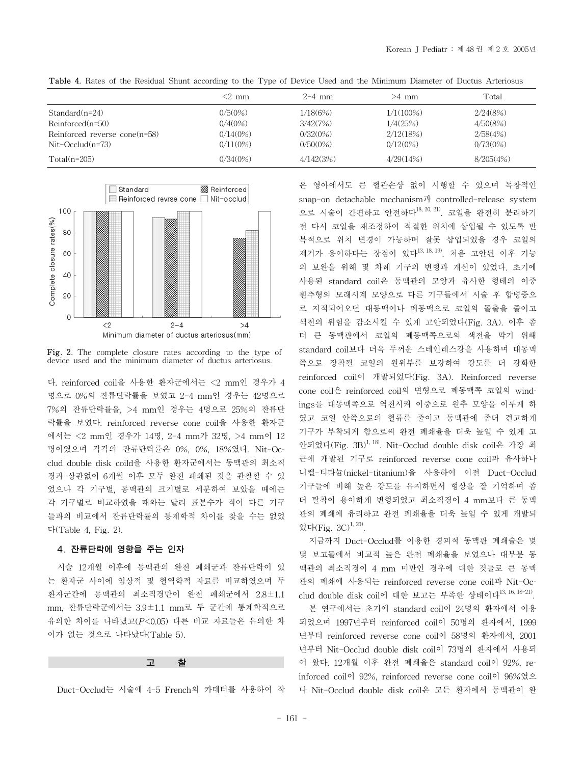**Table 4.** Rates of the Residual Shunt according to the Type of Device Used and the Minimum Diameter of Ductus Arteriosus

| | <2 mm | 2-4 mm | >4 mm | Total |
|---|---|---|---|---|
| Standard(n=24) | 0/5(0%) | 1/18(6%) | 1/1(100%) | 2/24(8%) |
| Reinforced(n=50) | 0/4(0%) | 3/42(7%) | 1/4(25%) | 4/50(8%) |
| Reinforced reverse cone(n=58) | 0/14(0%) | 0/32(0%) | 2/12(18%) | 2/58(4%) |
| Nit-Occlud(n=73) | 0/11(0%) | 0/50(0%) | 0/12(0%) | 0/73(0%) |
| Total(n=205) | 0/34(0%) | 4/142(3%) | 4/29(14%) | 8/205(4%) |

**Fig. 2.** The complete closure rates according to the type of device used and the minimum diameter of ductus arteriosus.

다. reinforced coil을 사용한 환자군에서는 <2 mm인 경우가 4명으로 0%의 잔류단락률을 보였고 2-4 mm인 경우는 42명으로 7%의 잔류단락률을, >4 mm인 경우는 4명으로 25%의 잔류단락률을 보였다. reinforced reverse cone coil을 사용한 환자군에서는 <2 mm인 경우가 14명, 2-4 mm가 32명, >4 mm이 12명이였으며 각각의 잔류단락률은 0%, 0%, 18%였다. Nit-Occlud double disk coild을 사용한 환자군에서는 동맥관의 최소직경과 상관없이 6개월 이후 모두 완전 폐쇄된 것을 관찰할 수 있었으나 각 기구별, 동맥관의 크기별로 세분하여 보았을 때에는 각 기구별로 비교하였을 때와는 달리 표본수가 적어 다른 기구들과의 비교에서 잔류단락률의 통계학적 차이를 찾을 수는 없었다(Table 4, Fig. 2).

### 4. 잔류단락에 영향을 주는 인자

시술 12개월 이후에 동맥관의 완전 폐쇄군과 잔류단락이 있는 환자군 사이에 임상적 및 혈역학적 자료를 비교하였으며 두 환자군간에 동맥관의 최소직경만이 완전 폐쇄군에서 2.8±1.1 mm, 잔류단락군에서는 3.9±1.1 mm로 두 군간에 통계학적으로 유의한 차이를 나타냈고($P<0.05$) 다른 비교 자료들은 유의한 차이가 없는 것으로 나타났다(Table 5).

## 고 찰

Duct-Occlud는 시술에 4-5 French의 카테터를 사용하여 작은 영아에서도 큰 혈관손상 없이 시행할 수 있으며 독창적인 snap-on detachable mechanism과 controlled-release system으로 시술이 간편하고 안전하다[18, 20, 21]. 코일을 완전히 분리하기 전 다시 코일을 재조정하여 적절한 위치에 삽입될 수 있도록 반복적으로 위치 변경이 가능하며 잘못 삽입되었을 경우 코일의 제거가 용이하다는 장점이 있다[13, 18, 19]. 처음 고안된 이후 기능의 보완을 위해 몇 차례 기구의 변형과 개선이 있었다. 초기에 사용된 standard coil은 동맥관의 모양과 유사한 형태의 이중 원추형의 모래시계 모양으로 다른 기구들에서 시술 후 합병증으로 지적되어오던 대동맥이나 폐동맥으로 코일의 돌출을 줄이고 색전의 위험을 감소시킬 수 있게 고안되었다(Fig. 3A). 이후 좀 더 큰 동맥관에서 코일의 폐동맥쪽으로의 색전을 막기 위해 standard coil보다 더욱 두꺼운 스테인레스강을 사용하며 대동맥쪽으로 장착될 코일의 원위부를 보강하여 강도를 더 강화한 reinforced coil이 개발되었다(Fig. 3A). Reinforced reverse cone coil은 reinforced coil의 변형으로 폐동맥쪽 코일의 windings를 대동맥쪽으로 역전시켜 이중으로 원추 모양을 이루게 하였고 코일 안쪽으로의 혈류를 줄이고 동맥관에 좀더 견고하게 기구가 부착되게 함으로써 완전 폐쇄율을 더욱 높일 수 있게 고안되었다(Fig. 3B)[1, 18]. Nit-Occlud double disk coil은 가장 최근에 개발된 기구로 reinforced reverse cone coil과 유사하나 니켈-티타늄(nickel-titanium)을 사용하여 이전 Duct-Occlud 기구들에 비해 높은 강도를 유지하면서 형상을 잘 기억하며 좀 더 탈착이 용이하게 변형되었고 최소직경이 4 mm보다 큰 동맥관의 폐쇄에 유리하고 완전 폐쇄율을 더욱 높일 수 있게 개발되었다(Fig. 3C)[1, 20].

지금까지 Duct-Occlud를 이용한 경피적 동맥관 폐쇄술은 몇몇 보고들에서 비교적 높은 완전 폐쇄율을 보였으나 대부분 동맥관의 최소직경이 4 mm 미만인 경우에 대한 것들로 큰 동맥관의 폐쇄에 사용되는 reinforced reverse cone coil과 Nit-Occlud double disk coil에 대한 보고는 부족한 상태이다[13, 16, 18-21].

본 연구에서는 초기에 standard coil이 24명의 환자에서 이용되었으며 1997년부터 reinforced coil이 50명의 환자에서, 1999년부터 reinforced reverse cone coil이 58명의 환자에서, 2001년부터 Nit-Occlud double disk coil이 73명의 환자에서 사용되어 왔다. 12개월 이후 완전 폐쇄율은 standard coil이 92%, reinforced coil이 92%, reinforced reverse cone coil이 96%였으나 Nit-Occlud double disk coil은 모든 환자에서 동맥관이 완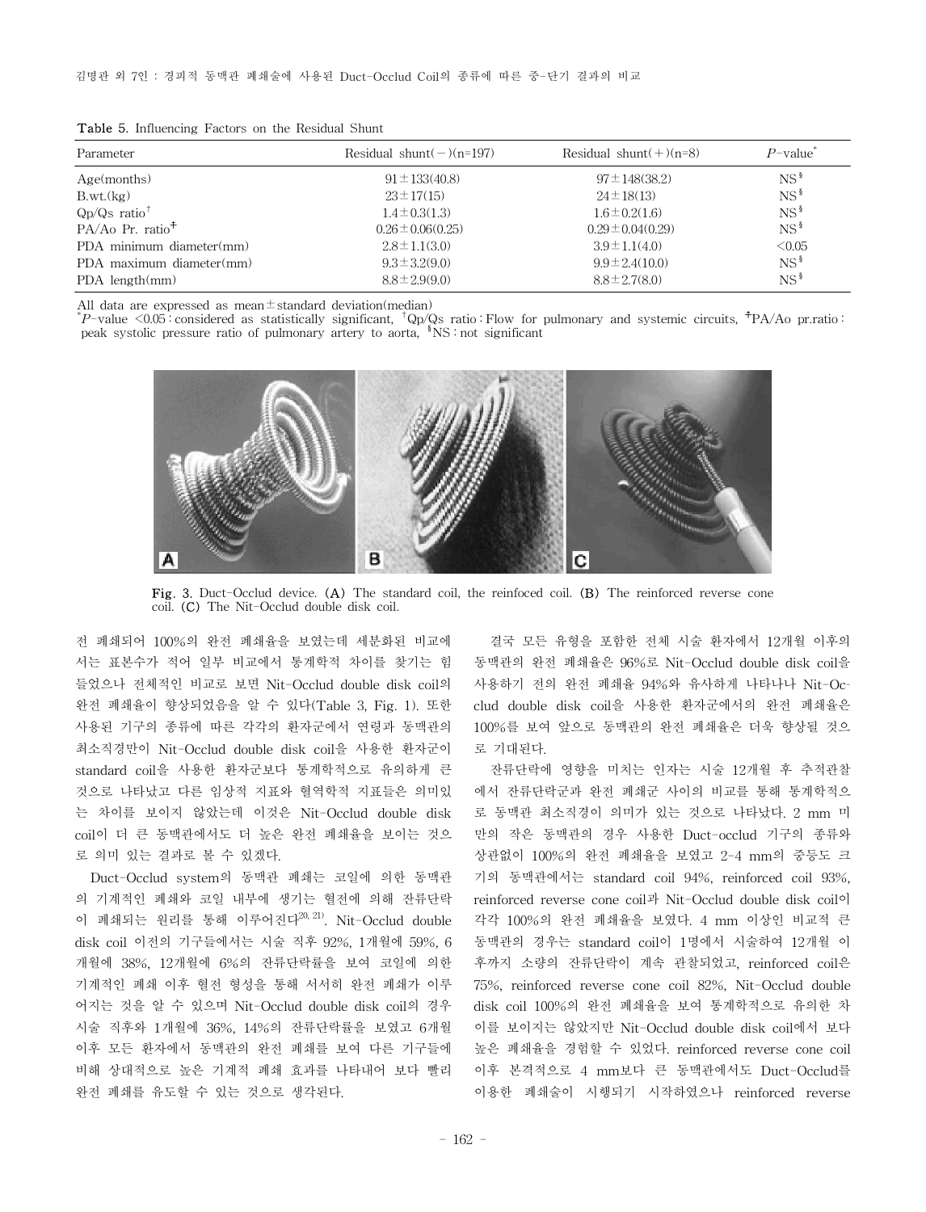**Table 5.** Influencing Factors on the Residual Shunt

| Parameter | Residual shunt(−)(n=197) | Residual shunt(+)(n=8) | $P$-value* |
|---|---|---|---|
| Age(months) | 91±133(40.8) | 97±148(38.2) | NS§ |
| B.wt.(kg) | 23±17(15) | 24±18(13) | NS§ |
| Qp/Qs ratio† | 1.4±0.3(1.3) | 1.6±0.2(1.6) | NS§ |
| PA/Ao Pr. ratio‡ | 0.26±0.06(0.25) | 0.29±0.04(0.29) | NS§ |
| PDA minimum diameter(mm) | 2.8±1.1(3.0) | 3.9±1.1(4.0) | <0.05 |
| PDA maximum diameter(mm) | 9.3±3.2(9.0) | 9.9±2.4(10.0) | NS§ |
| PDA length(mm) | 8.8±2.9(9.0) | 8.8±2.7(8.0) | NS§ |

All data are expressed as mean±standard deviation(median)
*$P$-value <0.05 : considered as statistically significant, †Qp/Qs ratio : Flow for pulmonary and systemic circuits, ‡PA/Ao pr.ratio : peak systolic pressure ratio of pulmonary artery to aorta, §NS : not significant

**Fig. 3.** Duct-Occlud device. (A) The standard coil, the reinfoced coil. (B) The reinforced reverse cone coil. (C) The Nit-Occlud double disk coil.

전 폐쇄되어 100%의 완전 폐쇄율을 보였는데 세분화된 비교에서는 표본수가 적어 일부 비교에서 통계학적 차이를 찾기는 힘들었으나 전체적인 비교로 보면 Nit-Occlud double disk coil의 완전 폐쇄율이 향상되었음을 알 수 있다(Table 3, Fig. 1). 또한 사용된 기구의 종류에 따른 각각의 환자군에서 연령과 동맥관의 최소직경만이 Nit-Occlud double disk coil을 사용한 환자군이 standard coil을 사용한 환자군보다 통계학적으로 유의하게 큰 것으로 나타났고 다른 임상적 지표와 혈역학적 지표들은 의미있는 차이를 보이지 않았는데 이것은 Nit-Occlud double disk coil이 더 큰 동맥관에서도 더 높은 완전 폐쇄율을 보이는 것으로 의미 있는 결과로 볼 수 있겠다.

Duct-Occlud system의 동맥관 폐쇄는 코일에 의한 동맥관의 기계적인 폐쇄와 코일 내부에 생기는 혈전에 의해 잔류단락이 폐쇄되는 원리를 통해 이루어진다[20, 21]. Nit-Occlud double disk coil 이전의 기구들에서는 시술 직후 92%, 1개월에 59%, 6개월에 38%, 12개월에 6%의 잔류단락률을 보여 코일에 의한 기계적인 폐쇄 이후 혈전 형성을 통해 서서히 완전 폐쇄가 이루어지는 것을 알 수 있으며 Nit-Occlud double disk coil의 경우 시술 직후와 1개월에 36%, 14%의 잔류단락률을 보였고 6개월 이후 모든 환자에서 동맥관의 완전 폐쇄를 보여 다른 기구들에 비해 상대적으로 높은 기계적 폐쇄 효과를 나타내어 보다 빨리 완전 폐쇄를 유도할 수 있는 것으로 생각된다.

결국 모든 유형을 포함한 전체 시술 환자에서 12개월 이후의 동맥관의 완전 폐쇄율은 96%로 Nit-Occlud double disk coil을 사용하기 전의 완전 폐쇄율 94%와 유사하게 나타나나 Nit-Occlud double disk coil을 사용한 환자군에서의 완전 폐쇄율은 100%를 보여 앞으로 동맥관의 완전 폐쇄율은 더욱 향상될 것으로 기대된다.

잔류단락에 영향을 미치는 인자는 시술 12개월 후 추적관찰에서 잔류단락군과 완전 폐쇄군 사이의 비교를 통해 통계학적으로 동맥관 최소직경이 의미가 있는 것으로 나타났다. 2 mm 미만의 작은 동맥관의 경우 사용한 Duct-occlud 기구의 종류와 상관없이 100%의 완전 폐쇄율을 보였고 2-4 mm의 중등도 크기의 동맥관에서는 standard coil 94%, reinforced coil 93%, reinforced reverse cone coil과 Nit-Occlud double disk coil이 각각 100%의 완전 폐쇄율을 보였다. 4 mm 이상인 비교적 큰 동맥관의 경우는 standard coil이 1명에서 시술하여 12개월 이후까지 소량의 잔류단락이 계속 관찰되었고, reinforced coil은 75%, reinforced reverse cone coil 82%, Nit-Occlud double disk coil 100%의 완전 폐쇄율을 보여 통계학적으로 유의한 차이를 보이지는 않았지만 Nit-Occlud double disk coil에서 보다 높은 폐쇄율을 경험할 수 있었다. reinforced reverse cone coil 이후 본격적으로 4 mm보다 큰 동맥관에서도 Duct-Occlud를 이용한 폐쇄술이 시행되기 시작하였으나 reinforced reverse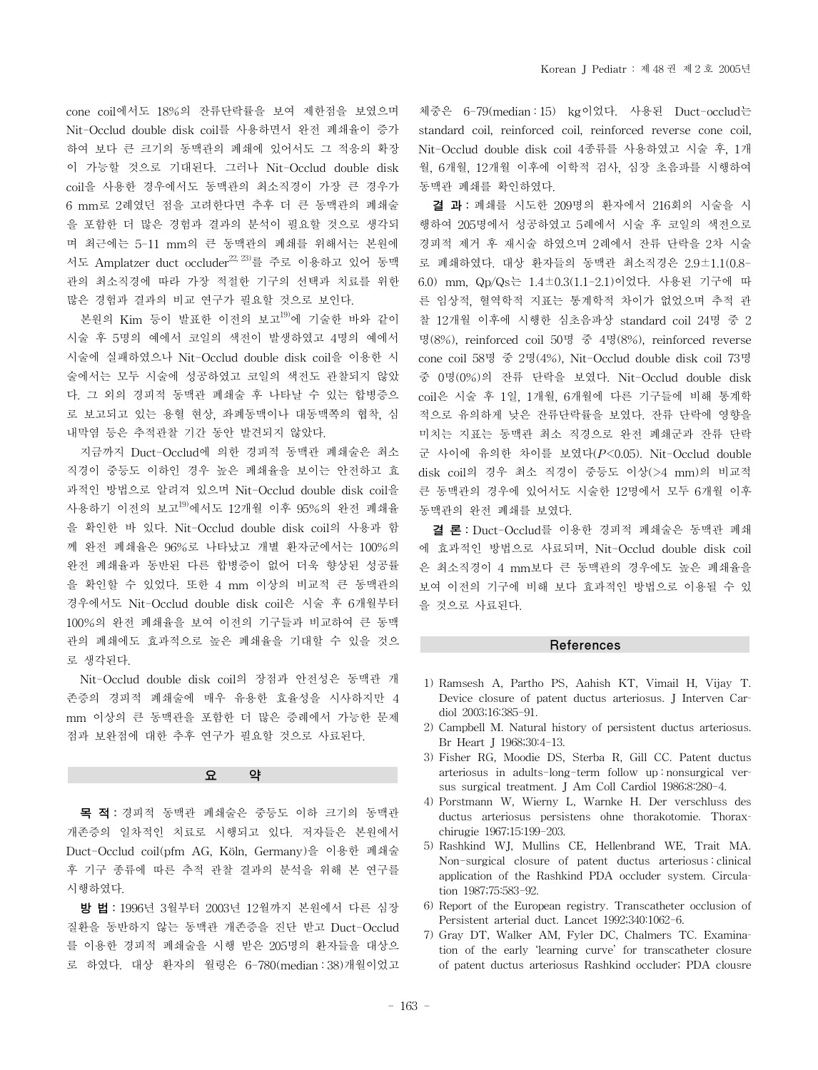cone coil에서도 18%의 잔류단락률을 보여 제한점을 보였으며 Nit-Occlud double disk coil를 사용하면서 완전 폐쇄율이 증가하여 보다 큰 크기의 동맥관의 폐쇄에 있어서도 그 적응의 확장이 가능할 것으로 기대된다. 그러나 Nit-Occlud double disk coil을 사용한 경우에서도 동맥관의 최소직경이 가장 큰 경우가 6 mm로 2례였던 점을 고려한다면 추후 더 큰 동맥관의 폐쇄술을 포함한 더 많은 경험과 결과의 분석이 필요할 것으로 생각되며 최근에는 5-11 mm의 큰 동맥관의 폐쇄를 위해서는 본원에서도 Amplatzer duct occluder[22, 23]를 주로 이용하고 있어 동맥관의 최소직경에 따라 가장 적절한 기구의 선택과 치료를 위한 많은 경험과 결과의 비교 연구가 필요할 것으로 보인다.

본원의 Kim 등이 발표한 이전의 보고[19]에 기술한 바와 같이 시술 후 5명의 예에서 코일의 색전이 발생하였고 4명의 예에서 시술에 실패하였으나 Nit-Occlud double disk coil을 이용한 시술에서는 모두 시술에 성공하였고 코일의 색전도 관찰되지 않았다. 그 외의 경피적 동맥관 폐쇄술 후 나타날 수 있는 합병증으로 보고되고 있는 용혈 현상, 좌폐동맥이나 대동맥쪽의 협착, 심내막염 등은 추적관찰 기간 동안 발견되지 않았다.

지금까지 Duct-Occlud에 의한 경피적 동맥관 폐쇄술은 최소직경이 중등도 이하인 경우 높은 폐쇄율을 보이는 안전하고 효과적인 방법으로 알려져 있으며 Nit-Occlud double disk coil을 사용하기 이전의 보고[19]에서도 12개월 이후 95%의 완전 폐쇄율을 확인한 바 있다. Nit-Occlud double disk coil의 사용과 함께 완전 폐쇄율은 96%로 나타났고 개별 환자군에서는 100%의 완전 폐쇄율과 동반된 다른 합병증이 없어 더욱 향상된 성공률을 확인할 수 있었다. 또한 4 mm 이상의 비교적 큰 동맥관의 경우에서도 Nit-Occlud double disk coil은 시술 후 6개월부터 100%의 완전 폐쇄율을 보여 이전의 기구들과 비교하여 큰 동맥관의 폐쇄에도 효과적으로 높은 폐쇄율을 기대할 수 있을 것으로 생각된다.

Nit-Occlud double disk coil의 장점과 안전성은 동맥관 개존증의 경피적 폐쇄술에 매우 유용한 효율성을 시사하지만 4 mm 이상의 큰 동맥관을 포함한 더 많은 증례에서 가능한 문제점과 보완점에 대한 추후 연구가 필요할 것으로 사료된다.

## 요 약

**목 적:** 경피적 동맥관 폐쇄술은 중등도 이하 크기의 동맥관 개존증의 일차적인 치료로 시행되고 있다. 저자들은 본원에서 Duct-Occlud coil(pfm AG, Köln, Germany)을 이용한 폐쇄술 후 기구 종류에 따른 추적 관찰 결과의 분석을 위해 본 연구를 시행하였다.

**방 법:** 1996년 3월부터 2003년 12월까지 본원에서 다른 심장 질환을 동반하지 않는 동맥관 개존증을 진단 받고 Duct-Occlud를 이용한 경피적 폐쇄술을 시행 받은 205명의 환자들을 대상으로 하였다. 대상 환자의 월령은 6-780(median : 38)개월이었고 체중은 6-79(median : 15) kg이었다. 사용된 Duct-occlud는 standard coil, reinforced coil, reinforced reverse cone coil, Nit-Occlud double disk coil 4종류를 사용하였고 시술 후, 1개월, 6개월, 12개월 이후에 이학적 검사, 심장 초음파를 시행하여 동맥관 폐쇄를 확인하였다.

**결 과:** 폐쇄를 시도한 209명의 환자에서 216회의 시술을 시행하여 205명에서 성공하였고 5례에서 시술 후 코일의 색전으로 경피적 제거 후 재시술 하였으며 2례에서 잔류 단락을 2차 시술로 폐쇄하였다. 대상 환자들의 동맥관 최소직경은 2.9±1.1(0.8-6.0) mm, Qp/Qs는 1.4±0.3(1.1-2.1)이었다. 사용된 기구에 따른 임상적, 혈역학적 지표는 통계학적 차이가 없었으며 추적 관찰 12개월 이후에 시행한 심초음파상 standard coil 24명 중 2명(8%), reinforced coil 50명 중 4명(8%), reinforced reverse cone coil 58명 중 2명(4%), Nit-Occlud double disk coil 73명 중 0명(0%)의 잔류 단락을 보였다. Nit-Occlud double disk coil은 시술 후 1일, 1개월, 6개월에 다른 기구들에 비해 통계학적으로 유의하게 낮은 잔류단락률을 보였다. 잔류 단락에 영향을 미치는 지표는 동맥관 최소 직경으로 완전 폐쇄군과 잔류 단락군 사이에 유의한 차이를 보였다($P<0.05$). Nit-Occlud double disk coil의 경우 최소 직경이 중등도 이상(>4 mm)의 비교적 큰 동맥관의 경우에 있어서도 시술한 12명에서 모두 6개월 이후 동맥관의 완전 폐쇄를 보였다.

**결 론:** Duct-Occlud를 이용한 경피적 폐쇄술은 동맥관 폐쇄에 효과적인 방법으로 사료되며, Nit-Occlud double disk coil은 최소직경이 4 mm보다 큰 동맥관의 경우에도 높은 폐쇄율을 보여 이전의 기구에 비해 보다 효과적인 방법으로 이용될 수 있을 것으로 사료된다.

## References

1) Ramsesh A, Partho PS, Aahish KT, Vimail H, Vijay T. Device closure of patent ductus arteriosus. J Interven Cardiol 2003;16:385-91.
2) Campbell M. Natural history of persistent ductus arteriosus. Br Heart J 1968;30:4-13.
3) Fisher RG, Moodie DS, Sterba R, Gill CC. Patent ductus arteriosus in adults-long-term follow up : nonsurgical versus surgical treatment. J Am Coll Cardiol 1986;8:280-4.
4) Porstmann W, Wierny L, Warnke H. Der verschluss des ductus arteriosus persistens ohne thorakotomie. Thoraxchirugie 1967;15:199-203.
5) Rashkind WJ, Mullins CE, Hellenbrand WE, Trait MA. Non-surgical closure of patent ductus arteriosus : clinical application of the Rashkind PDA occluder system. Circulation 1987;75:583-92.
6) Report of the European registry. Transcatheter occlusion of Persistent arterial duct. Lancet 1992;340:1062-6.
7) Gray DT, Walker AM, Fyler DC, Chalmers TC. Examination of the early 'learning curve' for transcatheter closure of patent ductus arteriosus Rashkind occluder; PDA clousre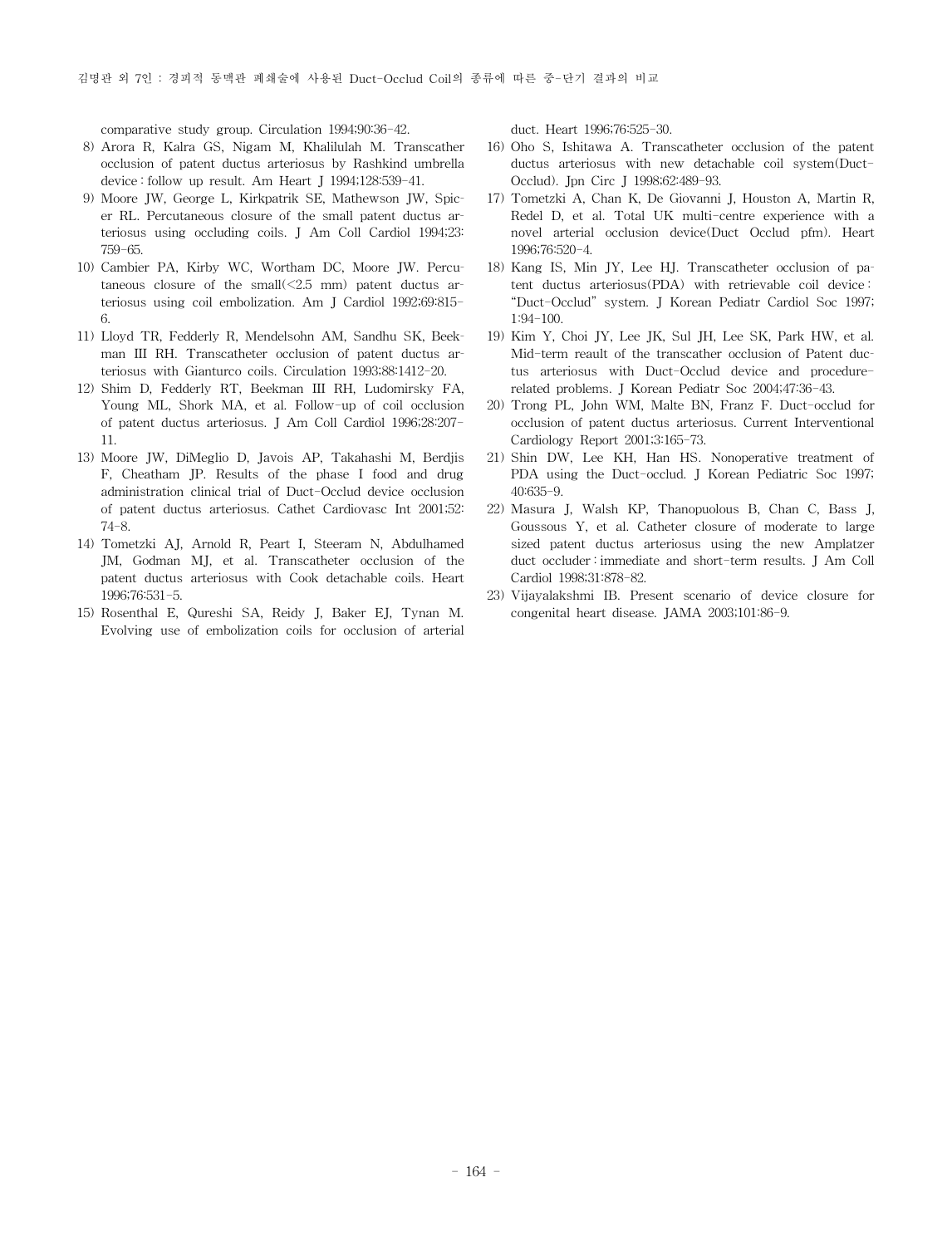comparative study group. Circulation 1994;90:36-42.

8) Arora R, Kalra GS, Nigam M, Khalilulah M. Transcather occlusion of patent ductus arteriosus by Rashkind umbrella device : follow up result. Am Heart J 1994;128:539-41.
9) Moore JW, George L, Kirkpatrik SE, Mathewson JW, Spicer RL. Percutaneous closure of the small patent ductus arteriosus using occluding coils. J Am Coll Cardiol 1994;23:759-65.
10) Cambier PA, Kirby WC, Wortham DC, Moore JW. Percutaneous closure of the small(<2.5 mm) patent ductus arteriosus using coil embolization. Am J Cardiol 1992;69:815-6.
11) Lloyd TR, Fedderly R, Mendelsohn AM, Sandhu SK, Beekman III RH. Transcatheter occlusion of patent ductus arteriosus with Gianturco coils. Circulation 1993;88:1412-20.
12) Shim D, Fedderly RT, Beekman III RH, Ludomirsky FA, Young ML, Shork MA, et al. Follow-up of coil occlusion of patent ductus arteriosus. J Am Coll Cardiol 1996;28:207-11.
13) Moore JW, DiMeglio D, Javois AP, Takahashi M, Berdjis F, Cheatham JP. Results of the phase I food and drug administration clinical trial of Duct-Occlud device occlusion of patent ductus arteriosus. Cathet Cardiovasc Int 2001;52:74-8.
14) Tometzki AJ, Arnold R, Peart I, Steeram N, Abdulhamed JM, Godman MJ, et al. Transcatheter occlusion of the patent ductus arteriosus with Cook detachable coils. Heart 1996;76:531-5.
15) Rosenthal E, Qureshi SA, Reidy J, Baker EJ, Tynan M. Evolving use of embolization coils for occlusion of arterial duct. Heart 1996;76:525-30.
16) Oho S, Ishitawa A. Transcatheter occlusion of the patent ductus arteriosus with new detachable coil system(Duct-Occlud). Jpn Circ J 1998;62:489-93.
17) Tometzki A, Chan K, De Giovanni J, Houston A, Martin R, Redel D, et al. Total UK multi-centre experience with a novel arterial occlusion device(Duct Occlud pfm). Heart 1996;76:520-4.
18) Kang IS, Min JY, Lee HJ. Transcatheter occlusion of patent ductus arteriosus(PDA) with retrievable coil device : "Duct-Occlud" system. J Korean Pediatr Cardiol Soc 1997;1:94-100.
19) Kim Y, Choi JY, Lee JK, Sul JH, Lee SK, Park HW, et al. Mid-term reault of the transcather occlusion of Patent ductus arteriosus with Duct-Occlud device and procedure-related problems. J Korean Pediatr Soc 2004;47:36-43.
20) Trong PL, John WM, Malte BN, Franz F. Duct-occlud for occlusion of patent ductus arteriosus. Current Interventional Cardiology Report 2001;3:165-73.
21) Shin DW, Lee KH, Han HS. Nonoperative treatment of PDA using the Duct-occlud. J Korean Pediatric Soc 1997;40:635-9.
22) Masura J, Walsh KP, Thanopuolous B, Chan C, Bass J, Goussous Y, et al. Catheter closure of moderate to large sized patent ductus arteriosus using the new Amplatzer duct occluder : immediate and short-term results. J Am Coll Cardiol 1998;31:878-82.
23) Vijayalakshmi IB. Present scenario of device closure for congenital heart disease. JAMA 2003;101:86-9.